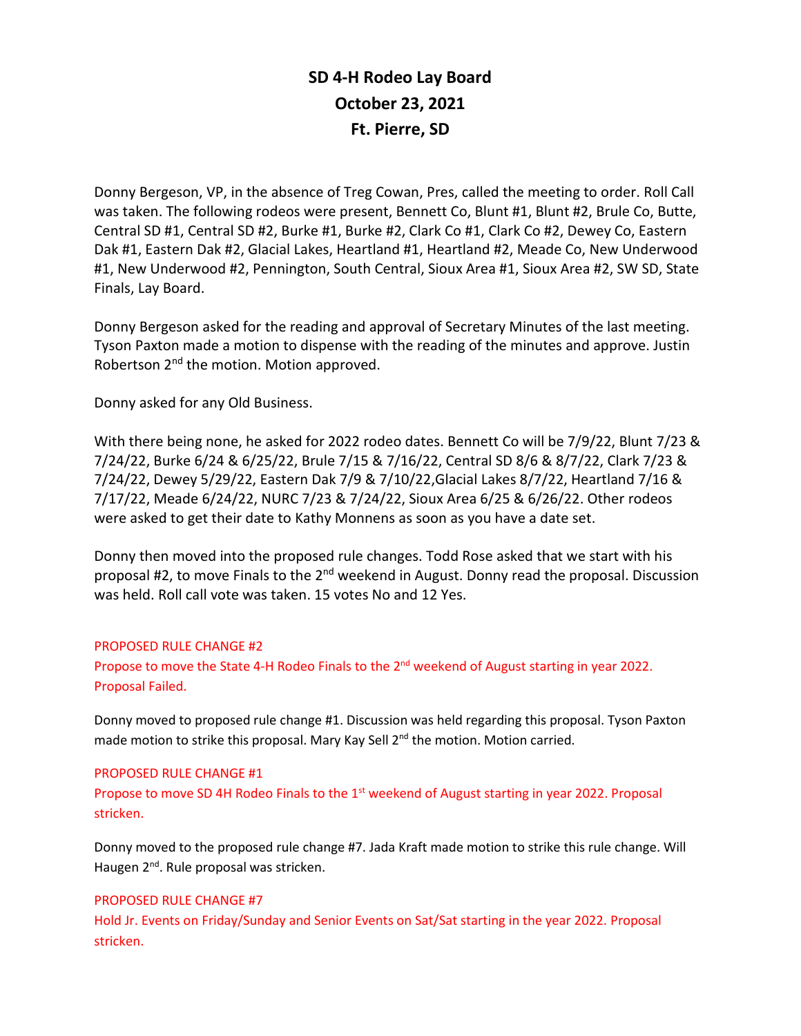# SD 4-H Rodeo Lay Board
# October 23, 2021
# Ft. Pierre, SD

Donny Bergeson, VP, in the absence of Treg Cowan, Pres, called the meeting to order. Roll Call was taken. The following rodeos were present, Bennett Co, Blunt #1, Blunt #2, Brule Co, Butte, Central SD #1, Central SD #2, Burke #1, Burke #2, Clark Co #1, Clark Co #2, Dewey Co, Eastern Dak #1, Eastern Dak #2, Glacial Lakes, Heartland #1, Heartland #2, Meade Co, New Underwood #1, New Underwood #2, Pennington, South Central, Sioux Area #1, Sioux Area #2, SW SD, State Finals, Lay Board.

Donny Bergeson asked for the reading and approval of Secretary Minutes of the last meeting. Tyson Paxton made a motion to dispense with the reading of the minutes and approve. Justin Robertson 2nd the motion. Motion approved.

Donny asked for any Old Business.

With there being none, he asked for 2022 rodeo dates. Bennett Co will be 7/9/22, Blunt 7/23 & 7/24/22, Burke 6/24 & 6/25/22, Brule 7/15 & 7/16/22, Central SD 8/6 & 8/7/22, Clark 7/23 & 7/24/22, Dewey 5/29/22, Eastern Dak 7/9 & 7/10/22,Glacial Lakes 8/7/22, Heartland 7/16 & 7/17/22, Meade 6/24/22, NURC 7/23 & 7/24/22, Sioux Area 6/25 & 6/26/22. Other rodeos were asked to get their date to Kathy Monnens as soon as you have a date set.

Donny then moved into the proposed rule changes. Todd Rose asked that we start with his proposal #2, to move Finals to the 2nd weekend in August. Donny read the proposal. Discussion was held. Roll call vote was taken. 15 votes No and 12 Yes.

PROPOSED RULE CHANGE #2
Propose to move the State 4-H Rodeo Finals to the 2nd weekend of August starting in year 2022. Proposal Failed.

Donny moved to proposed rule change #1. Discussion was held regarding this proposal. Tyson Paxton made motion to strike this proposal. Mary Kay Sell 2nd the motion. Motion carried.

PROPOSED RULE CHANGE #1
Propose to move SD 4H Rodeo Finals to the 1st weekend of August starting in year 2022. Proposal stricken.

Donny moved to the proposed rule change #7. Jada Kraft made motion to strike this rule change. Will Haugen 2nd. Rule proposal was stricken.

PROPOSED RULE CHANGE #7
Hold Jr. Events on Friday/Sunday and Senior Events on Sat/Sat starting in the year 2022. Proposal stricken.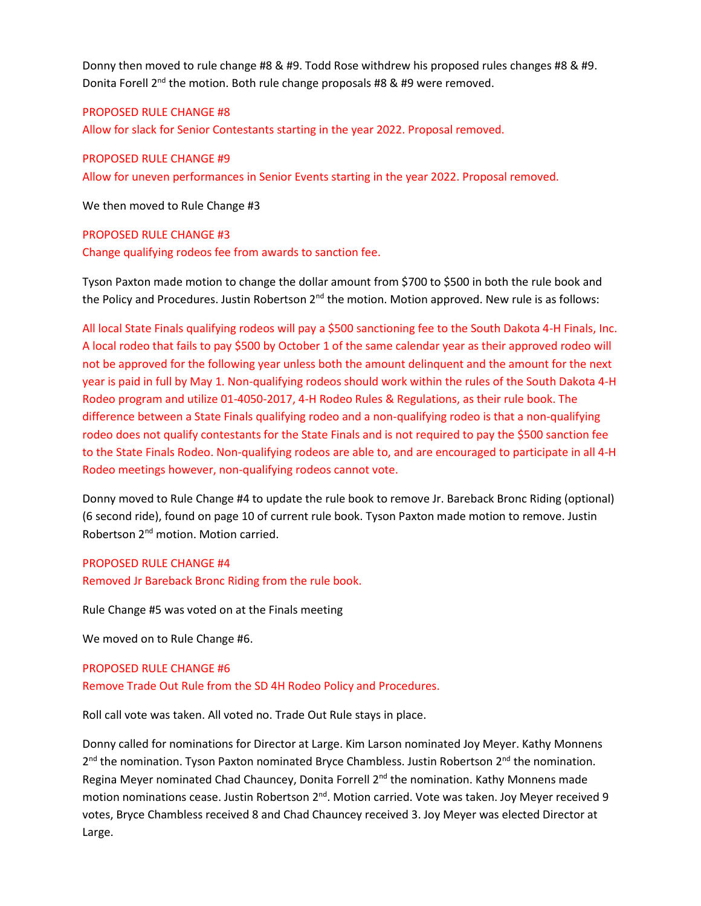Donny then moved to rule change #8 & #9. Todd Rose withdrew his proposed rules changes #8 & #9. Donita Forell 2nd the motion. Both rule change proposals #8 & #9 were removed.

PROPOSED RULE CHANGE #8
Allow for slack for Senior Contestants starting in the year 2022. Proposal removed.

PROPOSED RULE CHANGE #9
Allow for uneven performances in Senior Events starting in the year 2022. Proposal removed.

We then moved to Rule Change #3

PROPOSED RULE CHANGE #3
Change qualifying rodeos fee from awards to sanction fee.

Tyson Paxton made motion to change the dollar amount from $700 to $500 in both the rule book and the Policy and Procedures. Justin Robertson 2nd the motion. Motion approved. New rule is as follows:

All local State Finals qualifying rodeos will pay a $500 sanctioning fee to the South Dakota 4-H Finals, Inc. A local rodeo that fails to pay $500 by October 1 of the same calendar year as their approved rodeo will not be approved for the following year unless both the amount delinquent and the amount for the next year is paid in full by May 1. Non-qualifying rodeos should work within the rules of the South Dakota 4-H Rodeo program and utilize 01-4050-2017, 4-H Rodeo Rules & Regulations, as their rule book. The difference between a State Finals qualifying rodeo and a non-qualifying rodeo is that a non-qualifying rodeo does not qualify contestants for the State Finals and is not required to pay the $500 sanction fee to the State Finals Rodeo. Non-qualifying rodeos are able to, and are encouraged to participate in all 4-H Rodeo meetings however, non-qualifying rodeos cannot vote.

Donny moved to Rule Change #4 to update the rule book to remove Jr. Bareback Bronc Riding (optional) (6 second ride), found on page 10 of current rule book. Tyson Paxton made motion to remove. Justin Robertson 2nd motion. Motion carried.

PROPOSED RULE CHANGE #4
Removed Jr Bareback Bronc Riding from the rule book.

Rule Change #5 was voted on at the Finals meeting

We moved on to Rule Change #6.

PROPOSED RULE CHANGE #6
Remove Trade Out Rule from the SD 4H Rodeo Policy and Procedures.

Roll call vote was taken. All voted no. Trade Out Rule stays in place.

Donny called for nominations for Director at Large. Kim Larson nominated Joy Meyer. Kathy Monnens 2nd the nomination. Tyson Paxton nominated Bryce Chambless. Justin Robertson 2nd the nomination. Regina Meyer nominated Chad Chauncey, Donita Forell 2nd the nomination. Kathy Monnens made motion nominations cease. Justin Robertson 2nd. Motion carried. Vote was taken. Joy Meyer received 9 votes, Bryce Chambless received 8 and Chad Chauncey received 3. Joy Meyer was elected Director at Large.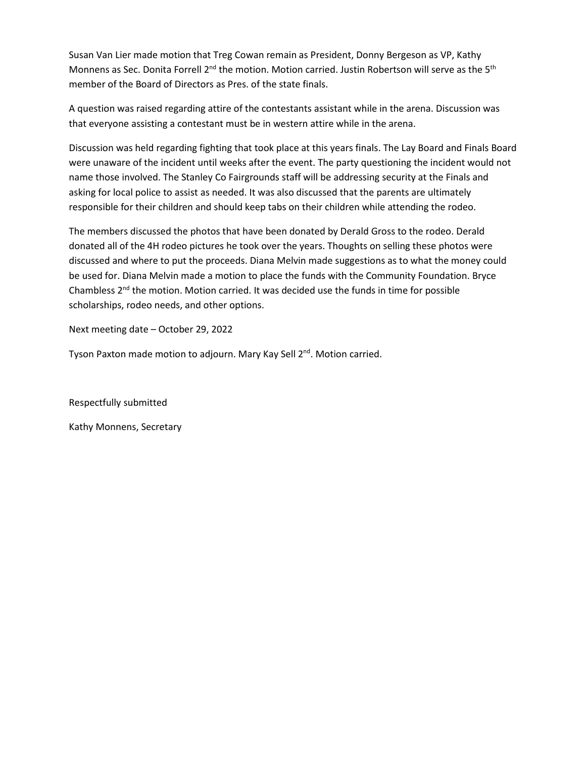Susan Van Lier made motion that Treg Cowan remain as President, Donny Bergeson as VP, Kathy Monnens as Sec. Donita Forrell 2nd the motion. Motion carried. Justin Robertson will serve as the 5th member of the Board of Directors as Pres. of the state finals.

A question was raised regarding attire of the contestants assistant while in the arena. Discussion was that everyone assisting a contestant must be in western attire while in the arena.

Discussion was held regarding fighting that took place at this years finals. The Lay Board and Finals Board were unaware of the incident until weeks after the event. The party questioning the incident would not name those involved. The Stanley Co Fairgrounds staff will be addressing security at the Finals and asking for local police to assist as needed. It was also discussed that the parents are ultimately responsible for their children and should keep tabs on their children while attending the rodeo.

The members discussed the photos that have been donated by Derald Gross to the rodeo. Derald donated all of the 4H rodeo pictures he took over the years. Thoughts on selling these photos were discussed and where to put the proceeds. Diana Melvin made suggestions as to what the money could be used for. Diana Melvin made a motion to place the funds with the Community Foundation. Bryce Chambless 2nd the motion. Motion carried. It was decided use the funds in time for possible scholarships, rodeo needs, and other options.

Next meeting date – October 29, 2022

Tyson Paxton made motion to adjourn. Mary Kay Sell 2nd. Motion carried.

Respectfully submitted

Kathy Monnens, Secretary